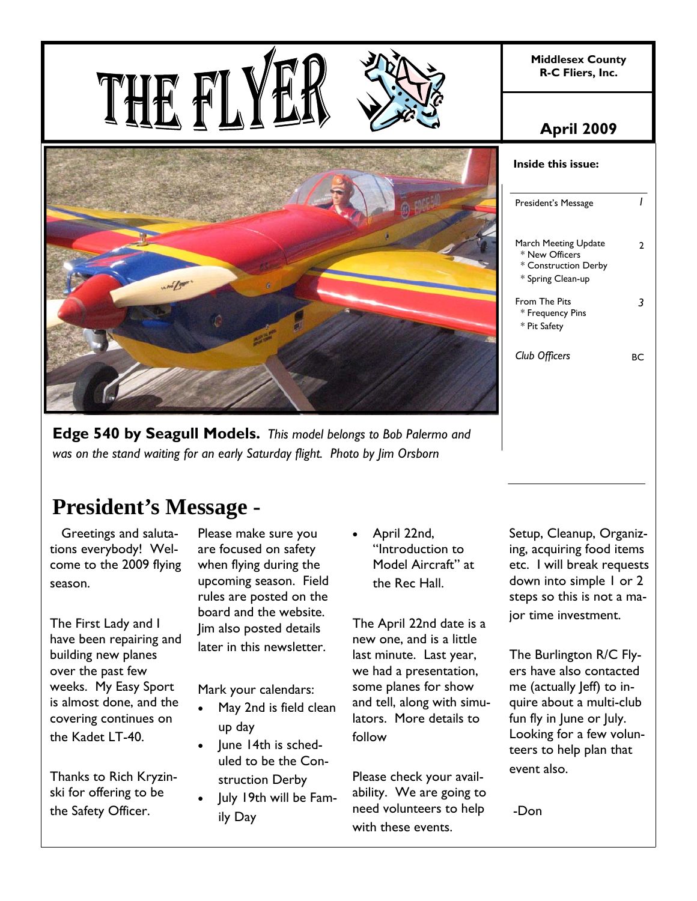# THE FLYER

**Middlesex County R-C Fliers, Inc.**

**April 2009**

**Inside this issue:**

| | |
|---|---|
| President's Message | 1 |
| March Meeting Update<br>* New Officers<br>* Construction Derby<br>* Spring Clean-up | 2 |
| From The Pits<br>* Frequency Pins<br>* Pit Safety | 3 |
| *Club Officers* | BC |

**Edge 540 by Seagull Models.** *This model belongs to Bob Palermo and was on the stand waiting for an early Saturday flight. Photo by Jim Orsborn*

## President's Message -

Greetings and salutations everybody! Welcome to the 2009 flying season.

The First Lady and I have been repairing and building new planes over the past few weeks. My Easy Sport is almost done, and the covering continues on the Kadet LT-40.

Thanks to Rich Kryzinski for offering to be the Safety Officer.

Please make sure you are focused on safety when flying during the upcoming season. Field rules are posted on the board and the website. Jim also posted details later in this newsletter.

Mark your calendars:

- May 2nd is field clean up day
- June 14th is scheduled to be the Construction Derby
- July 19th will be Family Day
- April 22nd, "Introduction to Model Aircraft" at the Rec Hall.

The April 22nd date is a new one, and is a little last minute. Last year, we had a presentation, some planes for show and tell, along with simulators. More details to follow

Please check your availability. We are going to need volunteers to help with these events. Setup, Cleanup, Organizing, acquiring food items etc. I will break requests down into simple 1 or 2 steps so this is not a major time investment.

The Burlington R/C Flyers have also contacted me (actually Jeff) to inquire about a multi-club fun fly in June or July. Looking for a few volunteers to help plan that event also.

-Don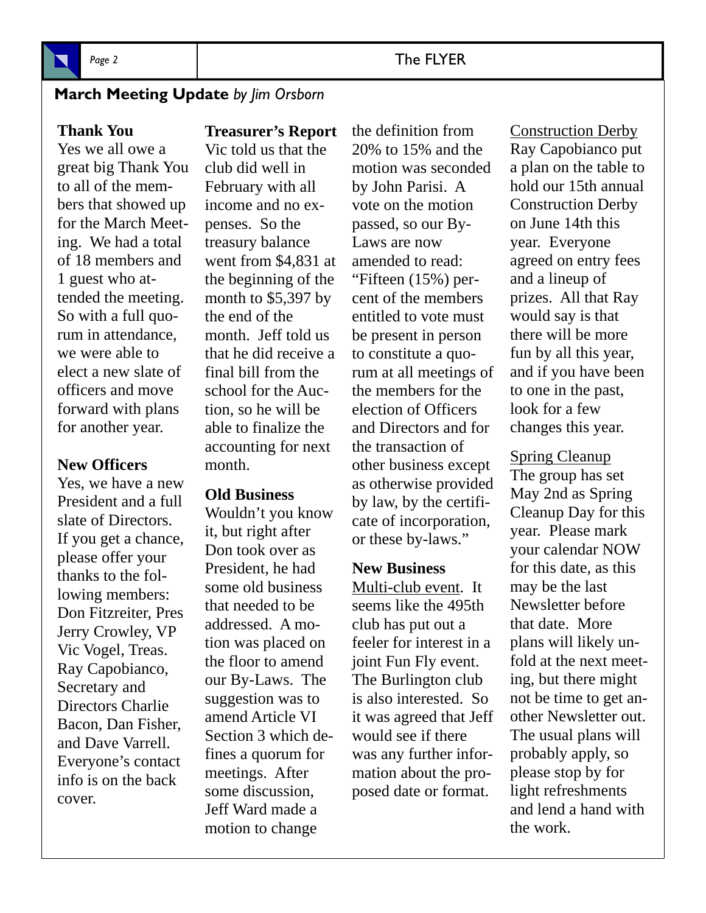## March Meeting Update *by Jim Orsborn*

### Thank You

Yes we all owe a great big Thank You to all of the members that showed up for the March Meeting. We had a total of 18 members and 1 guest who attended the meeting. So with a full quorum in attendance, we were able to elect a new slate of officers and move forward with plans for another year.

### New Officers

Yes, we have a new President and a full slate of Directors. If you get a chance, please offer your thanks to the following members: Don Fitzreiter, Pres Jerry Crowley, VP Vic Vogel, Treas. Ray Capobianco, Secretary and Directors Charlie Bacon, Dan Fisher, and Dave Varrell. Everyone's contact info is on the back cover.

### Treasurer's Report

Vic told us that the club did well in February with all income and no expenses. So the treasury balance went from $4,831 at the beginning of the month to $5,397 by the end of the month. Jeff told us that he did receive a final bill from the school for the Auction, so he will be able to finalize the accounting for next month.

### Old Business

Wouldn't you know it, but right after Don took over as President, he had some old business that needed to be addressed. A motion was placed on the floor to amend our By-Laws. The suggestion was to amend Article VI Section 3 which defines a quorum for meetings. After some discussion, Jeff Ward made a motion to change the definition from 20% to 15% and the motion was seconded by John Parisi. A vote on the motion passed, so our By-Laws are now amended to read: "Fifteen (15%) percent of the members entitled to vote must be present in person to constitute a quorum at all meetings of the members for the election of Officers and Directors and for the transaction of other business except as otherwise provided by law, by the certificate of incorporation, or these by-laws."

### New Business

Multi-club event. It seems like the 495th club has put out a feeler for interest in a joint Fun Fly event. The Burlington club is also interested. So it was agreed that Jeff would see if there was any further information about the proposed date or format.

Construction Derby

Ray Capobianco put a plan on the table to hold our 15th annual Construction Derby on June 14th this year. Everyone agreed on entry fees and a lineup of prizes. All that Ray would say is that there will be more fun by all this year, and if you have been to one in the past, look for a few changes this year.

Spring Cleanup

The group has set May 2nd as Spring Cleanup Day for this year. Please mark your calendar NOW for this date, as this may be the last Newsletter before that date. More plans will likely unfold at the next meeting, but there might not be time to get another Newsletter out. The usual plans will probably apply, so please stop by for light refreshments and lend a hand with the work.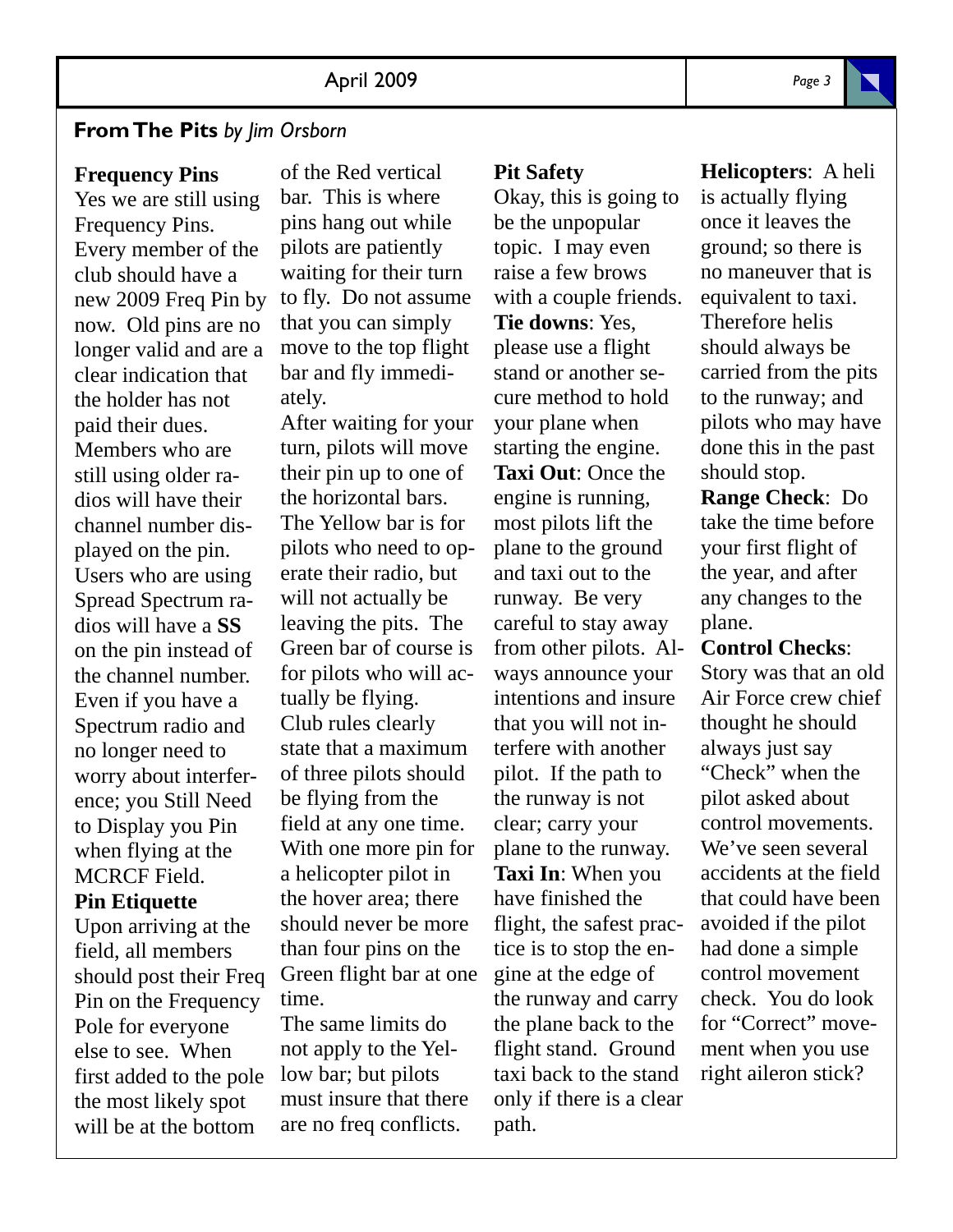## From The Pits *by Jim Orsborn*

**Frequency Pins**

Yes we are still using Frequency Pins. Every member of the club should have a new 2009 Freq Pin by now. Old pins are no longer valid and are a clear indication that the holder has not paid their dues. Members who are still using older radios will have their channel number displayed on the pin. Users who are using Spread Spectrum radios will have a **SS** on the pin instead of the channel number. Even if you have a Spectrum radio and no longer need to worry about interference; you Still Need to Display you Pin when flying at the MCRCF Field.

**Pin Etiquette**

Upon arriving at the field, all members should post their Freq Pin on the Frequency Pole for everyone else to see. When first added to the pole the most likely spot will be at the bottom of the Red vertical bar. This is where pins hang out while pilots are patiently waiting for their turn to fly. Do not assume that you can simply move to the top flight bar and fly immediately.

After waiting for your turn, pilots will move their pin up to one of the horizontal bars. The Yellow bar is for pilots who need to operate their radio, but will not actually be leaving the pits. The Green bar of course is for pilots who will actually be flying.

Club rules clearly state that a maximum of three pilots should be flying from the field at any one time. With one more pin for a helicopter pilot in the hover area; there should never be more than four pins on the Green flight bar at one time.

The same limits do not apply to the Yellow bar; but pilots must insure that there are no freq conflicts.

**Pit Safety**

Okay, this is going to be the unpopular topic. I may even raise a few brows with a couple friends.

**Tie downs**: Yes, please use a flight stand or another secure method to hold your plane when starting the engine.

**Taxi Out**: Once the engine is running, most pilots lift the plane to the ground and taxi out to the runway. Be very careful to stay away from other pilots. Always announce your intentions and insure that you will not interfere with another pilot. If the path to the runway is not clear; carry your plane to the runway.

**Taxi In**: When you have finished the flight, the safest practice is to stop the engine at the edge of the runway and carry the plane back to the flight stand. Ground taxi back to the stand only if there is a clear path.

**Helicopters**: A heli is actually flying once it leaves the ground; so there is no maneuver that is equivalent to taxi. Therefore helis should always be carried from the pits to the runway; and pilots who may have done this in the past should stop.

**Range Check**: Do take the time before your first flight of the year, and after any changes to the plane.

**Control Checks**: Story was that an old Air Force crew chief thought he should always just say "Check" when the pilot asked about control movements. We've seen several accidents at the field that could have been avoided if the pilot had done a simple control movement check. You do look for "Correct" movement when you use right aileron stick?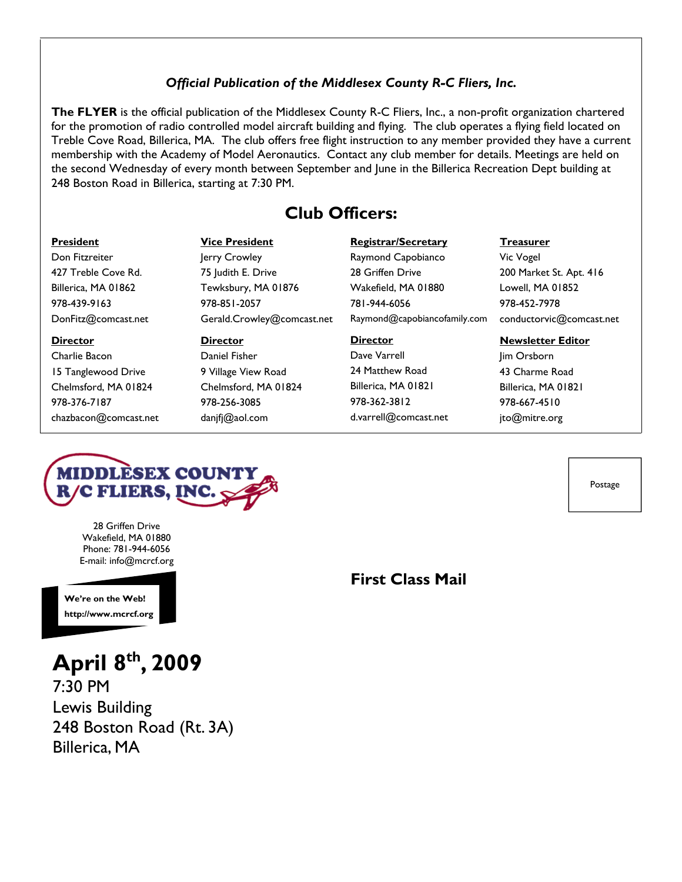*Official Publication of the Middlesex County R-C Fliers, Inc.*

**The FLYER** is the official publication of the Middlesex County R-C Fliers, Inc., a non-profit organization chartered for the promotion of radio controlled model aircraft building and flying. The club operates a flying field located on Treble Cove Road, Billerica, MA. The club offers free flight instruction to any member provided they have a current membership with the Academy of Model Aeronautics. Contact any club member for details. Meetings are held on the second Wednesday of every month between September and June in the Billerica Recreation Dept building at 248 Boston Road in Billerica, starting at 7:30 PM.

## Club Officers:

**President**
Don Fitzreiter
427 Treble Cove Rd.
Billerica, MA 01862
978-439-9163
DonFitz@comcast.net

**Vice President**
Jerry Crowley
75 Judith E. Drive
Tewksbury, MA 01876
978-851-2057
Gerald.Crowley@comcast.net

**Registrar/Secretary**
Raymond Capobianco
28 Griffen Drive
Wakefield, MA 01880
781-944-6056
Raymond@capobiancofamily.com

**Treasurer**
Vic Vogel
200 Market St. Apt. 416
Lowell, MA 01852
978-452-7978
conductorvic@comcast.net

**Director**
Charlie Bacon
15 Tanglewood Drive
Chelmsford, MA 01824
978-376-7187
chazbacon@comcast.net

**Director**
Daniel Fisher
9 Village View Road
Chelmsford, MA 01824
978-256-3085
danjfj@aol.com

**Director**
Dave Varrell
24 Matthew Road
Billerica, MA 01821
978-362-3812
d.varrell@comcast.net

**Newsletter Editor**
Jim Orsborn
43 Charme Road
Billerica, MA 01821
978-667-4510
jto@mitre.org

MIDDLESEX COUNTY R/C FLIERS, INC.

28 Griffen Drive
Wakefield, MA 01880
Phone: 781-944-6056
E-mail: info@mcrcf.org

**We're on the Web!**
**http://www.mcrcf.org**

Postage

**First Class Mail**

# April 8th, 2009

7:30 PM
Lewis Building
248 Boston Road (Rt. 3A)
Billerica, MA